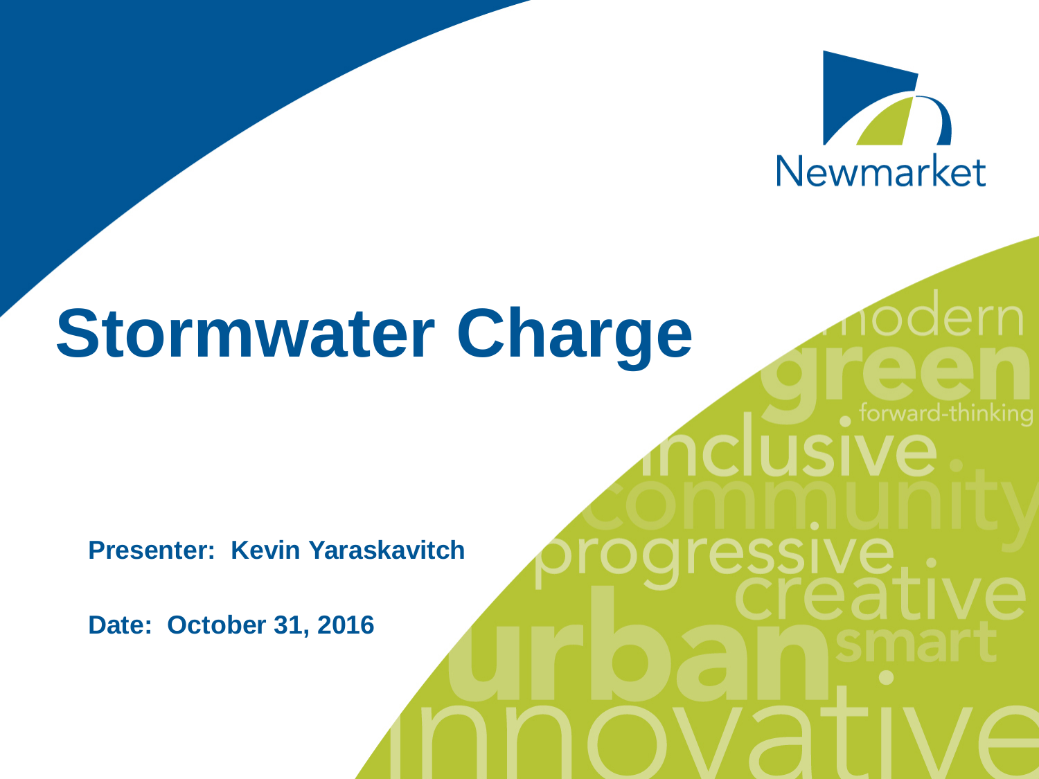# Stormwater Charge

**Presenter: Kevin Yaraskavitch**

**Date: October 31, 2016**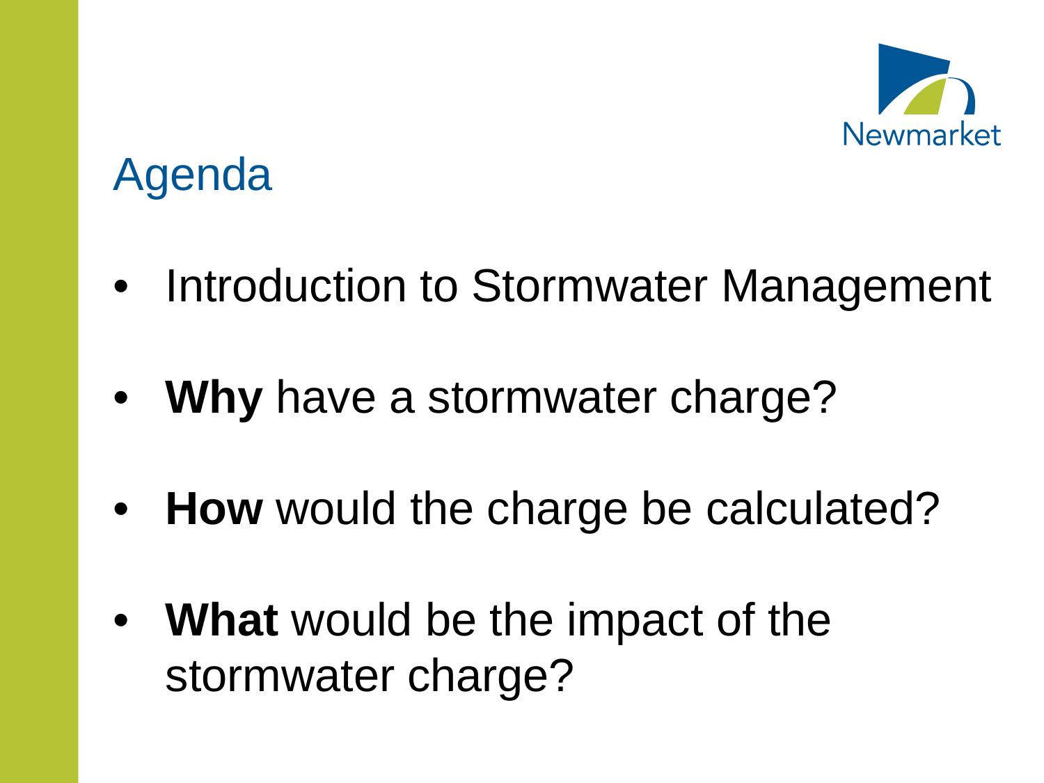# Agenda

- Introduction to Stormwater Management
- **Why** have a stormwater charge?
- **How** would the charge be calculated?
- **What** would be the impact of the stormwater charge?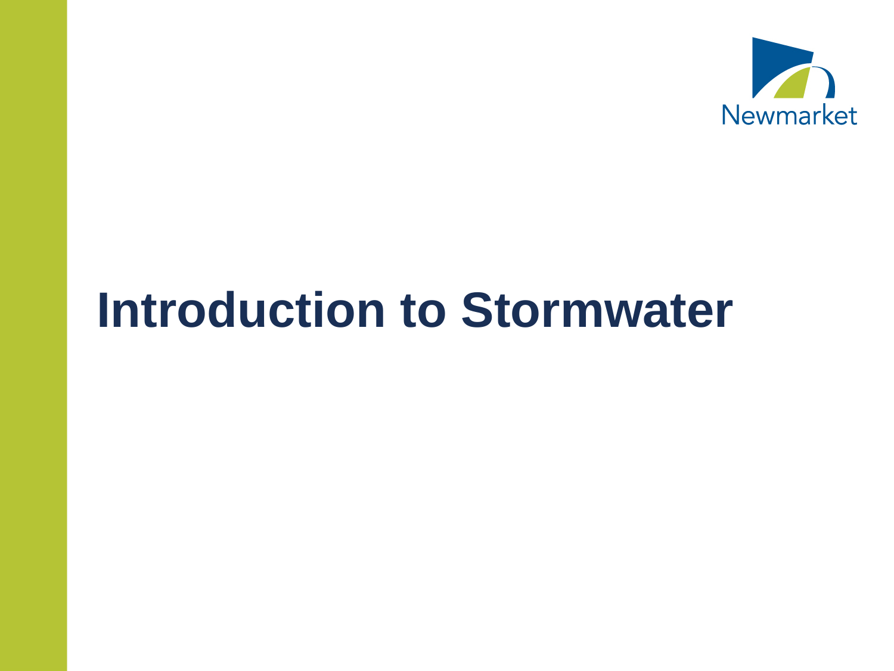# Introduction to Stormwater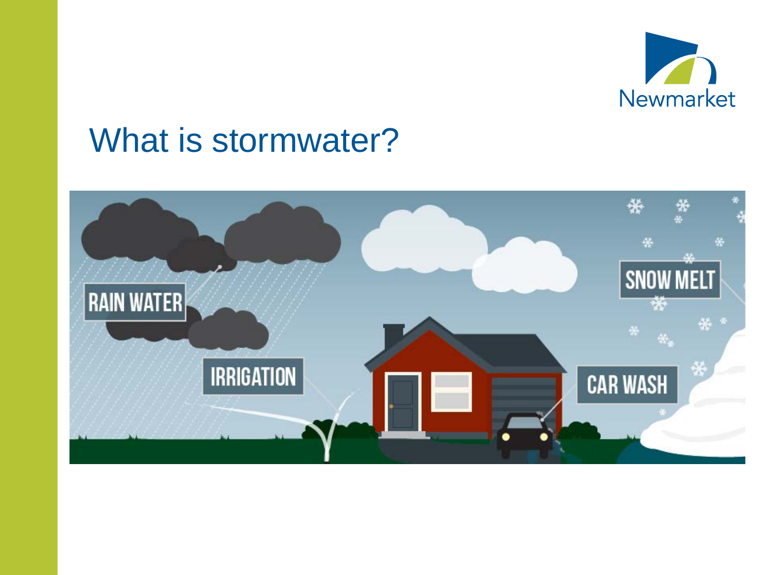# What is stormwater?

RAIN WATER

IRRIGATION

SNOW MELT

CAR WASH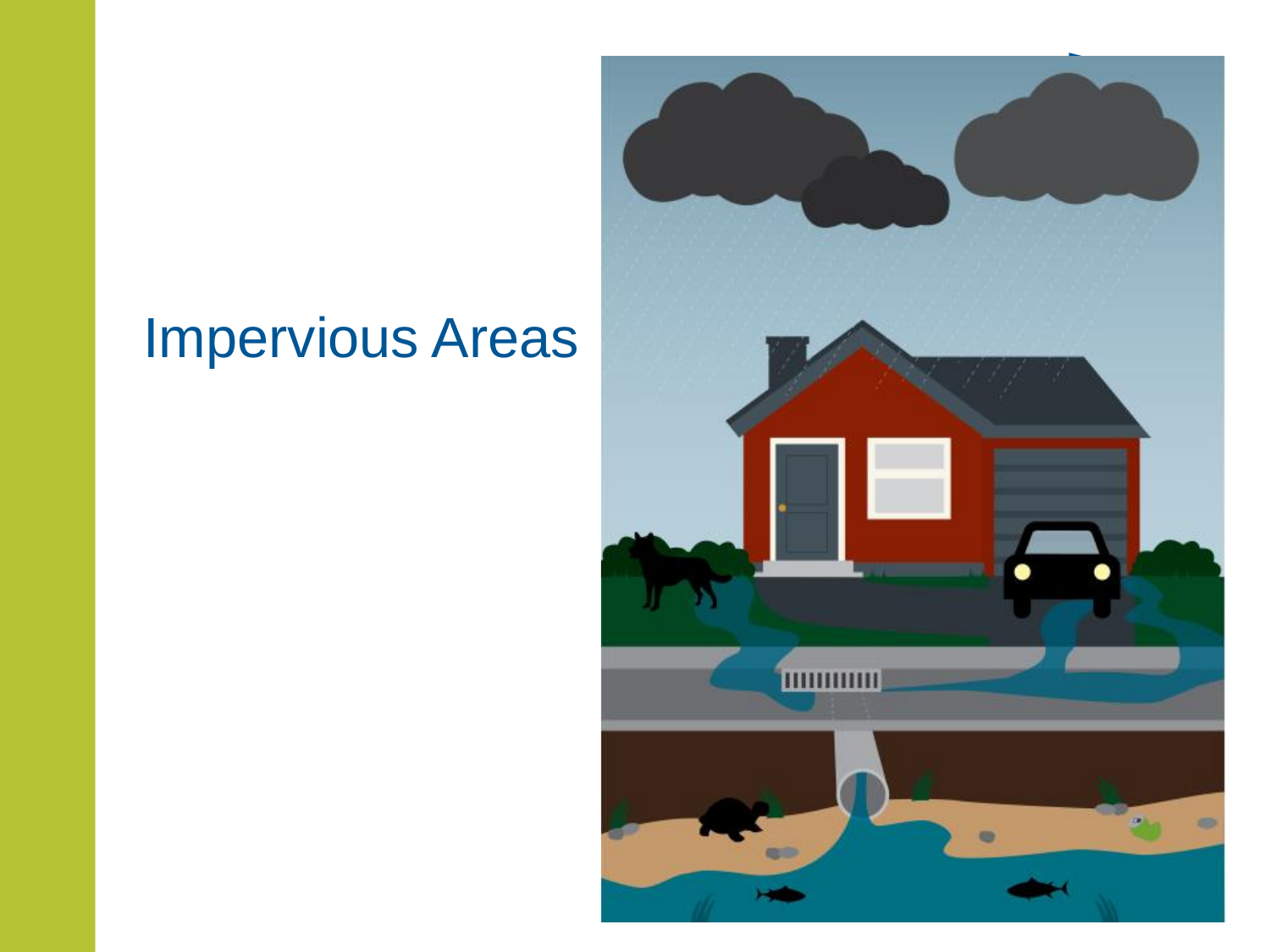# Impervious Areas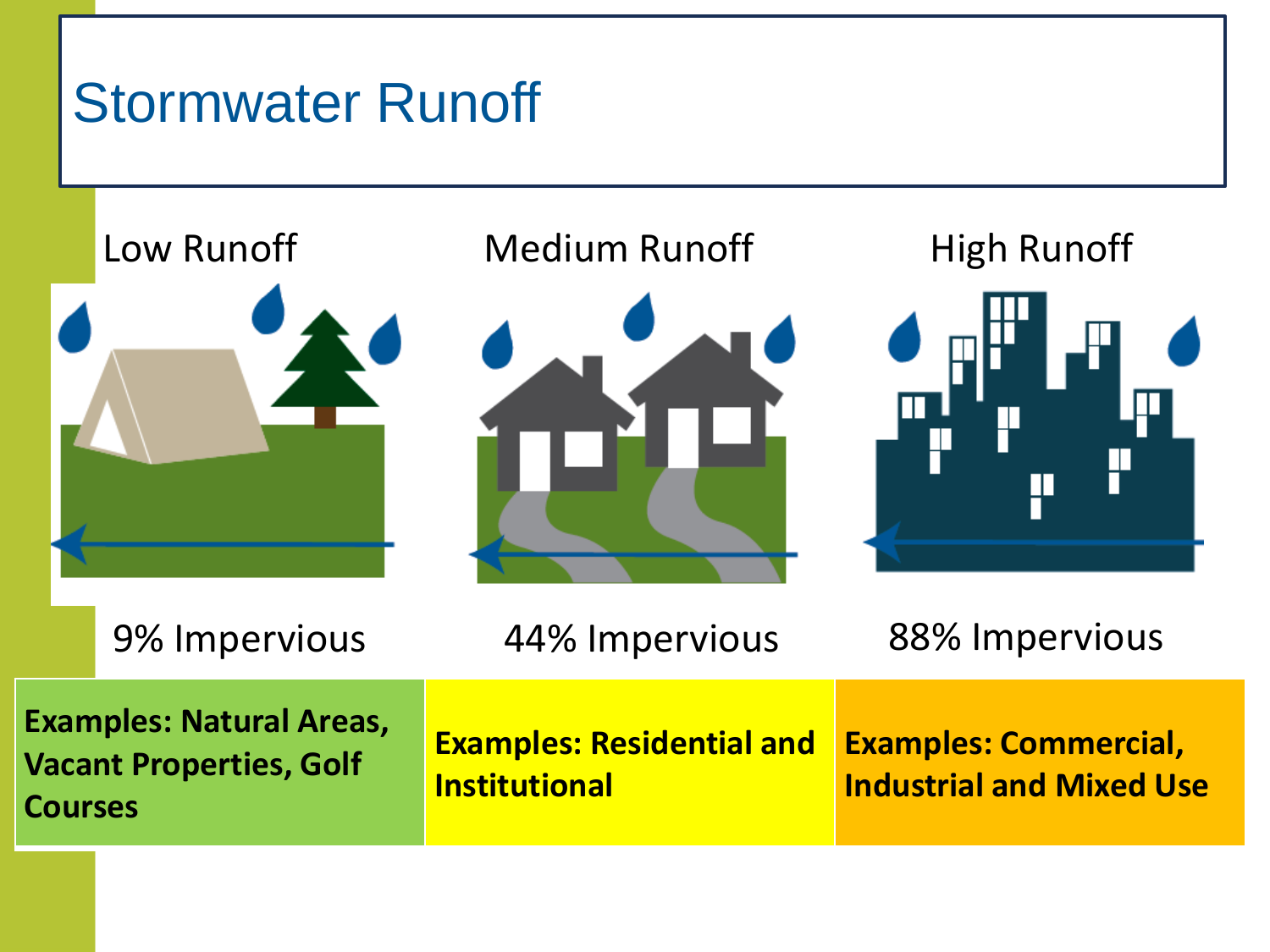# Stormwater Runoff

| Low Runoff | Medium Runoff | High Runoff |
|---|---|---|
| 9% Impervious | 44% Impervious | 88% Impervious |
| **Examples: Natural Areas, Vacant Properties, Golf Courses** | **Examples: Residential and Institutional** | **Examples: Commercial, Industrial and Mixed Use** |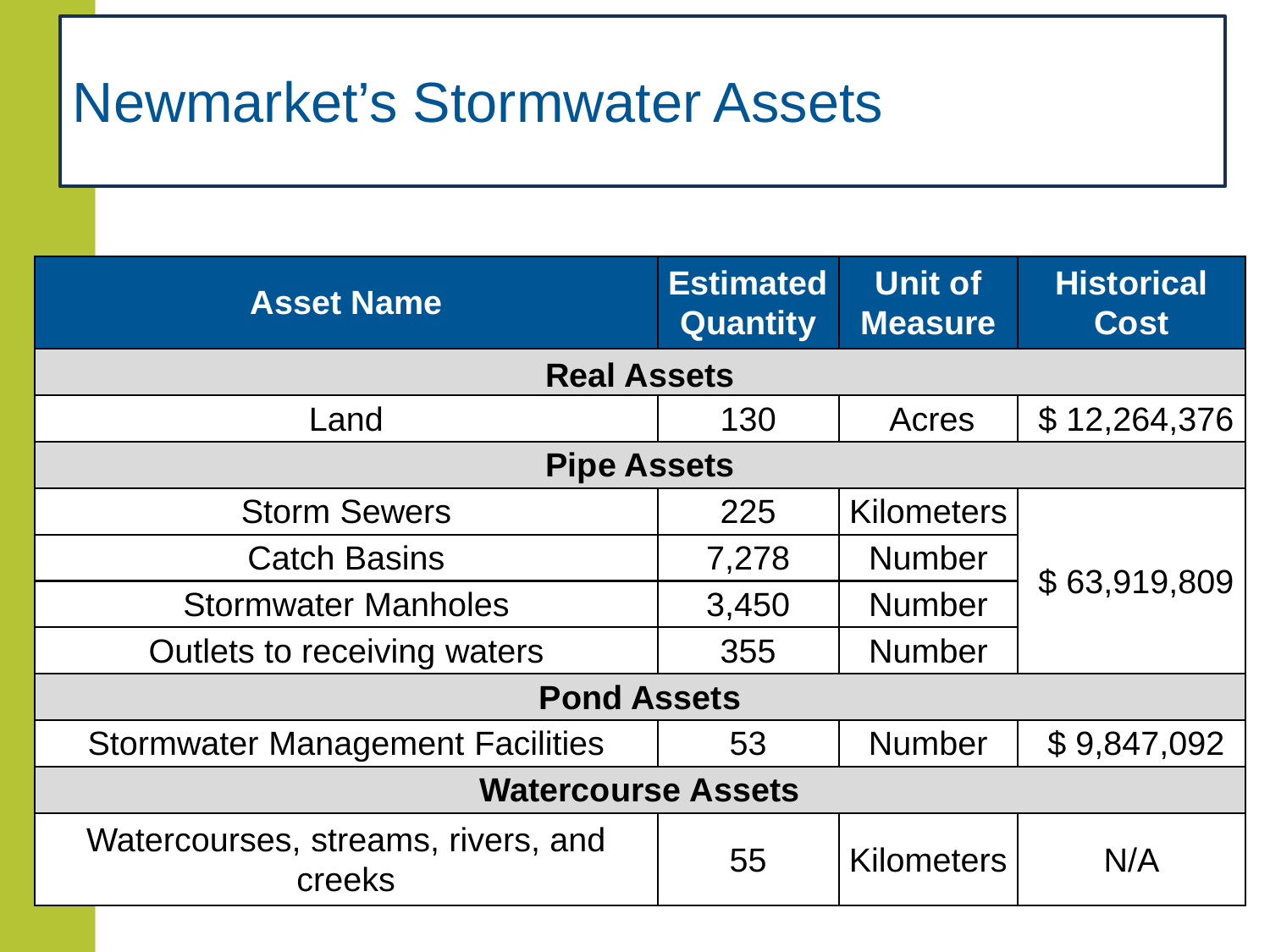# Newmarket's Stormwater Assets

| Asset Name | Estimated Quantity | Unit of Measure | Historical Cost |
| --- | --- | --- | --- |
| **Real Assets** | | | |
| Land | 130 | Acres | $ 12,264,376 |
| **Pipe Assets** | | | |
| Storm Sewers | 225 | Kilometers | $ 63,919,809 |
| Catch Basins | 7,278 | Number | |
| Stormwater Manholes | 3,450 | Number | |
| Outlets to receiving waters | 355 | Number | |
| **Pond Assets** | | | |
| Stormwater Management Facilities | 53 | Number | $ 9,847,092 |
| **Watercourse Assets** | | | |
| Watercourses, streams, rivers, and creeks | 55 | Kilometers | N/A |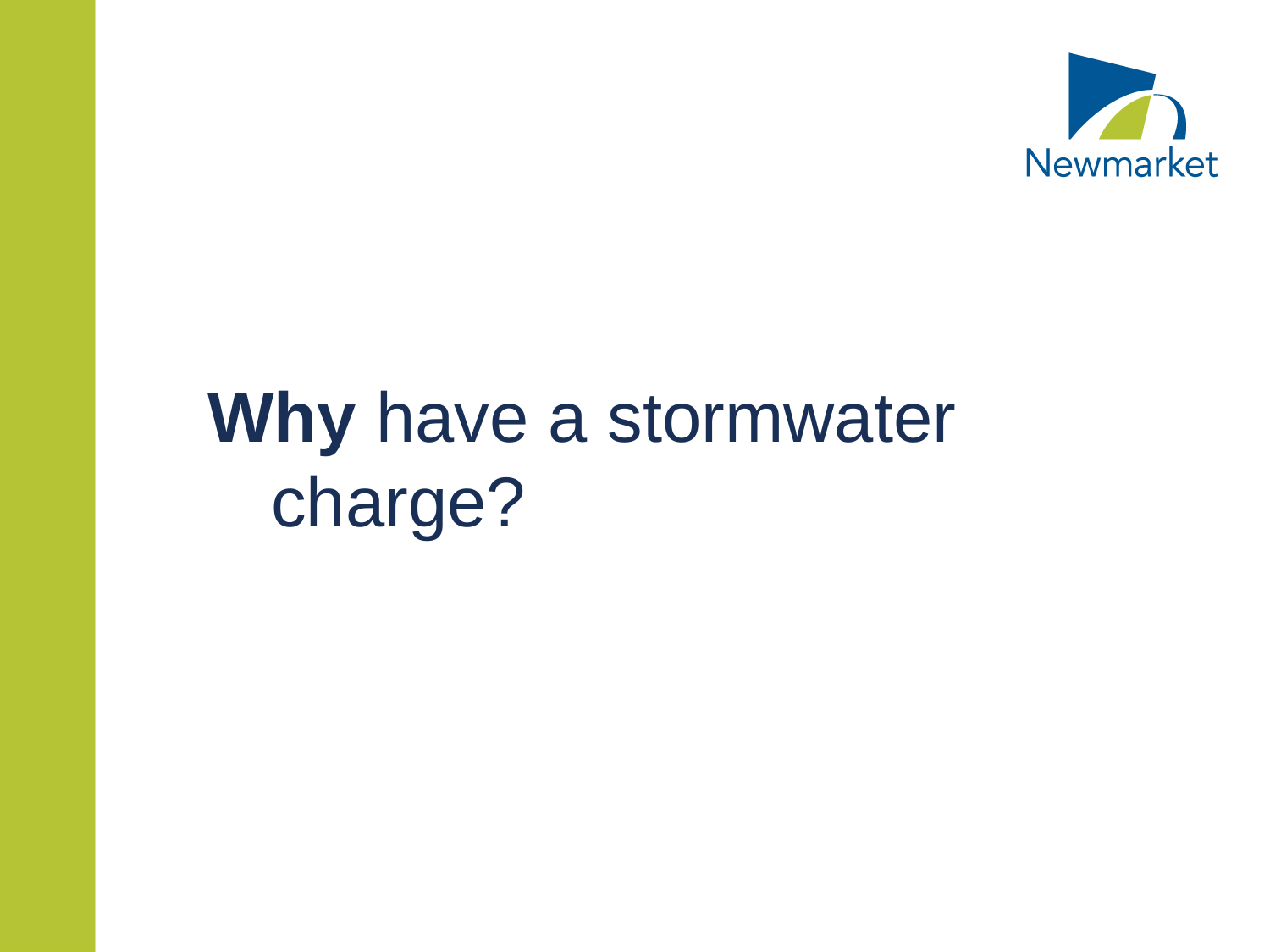# **Why** have a stormwater charge?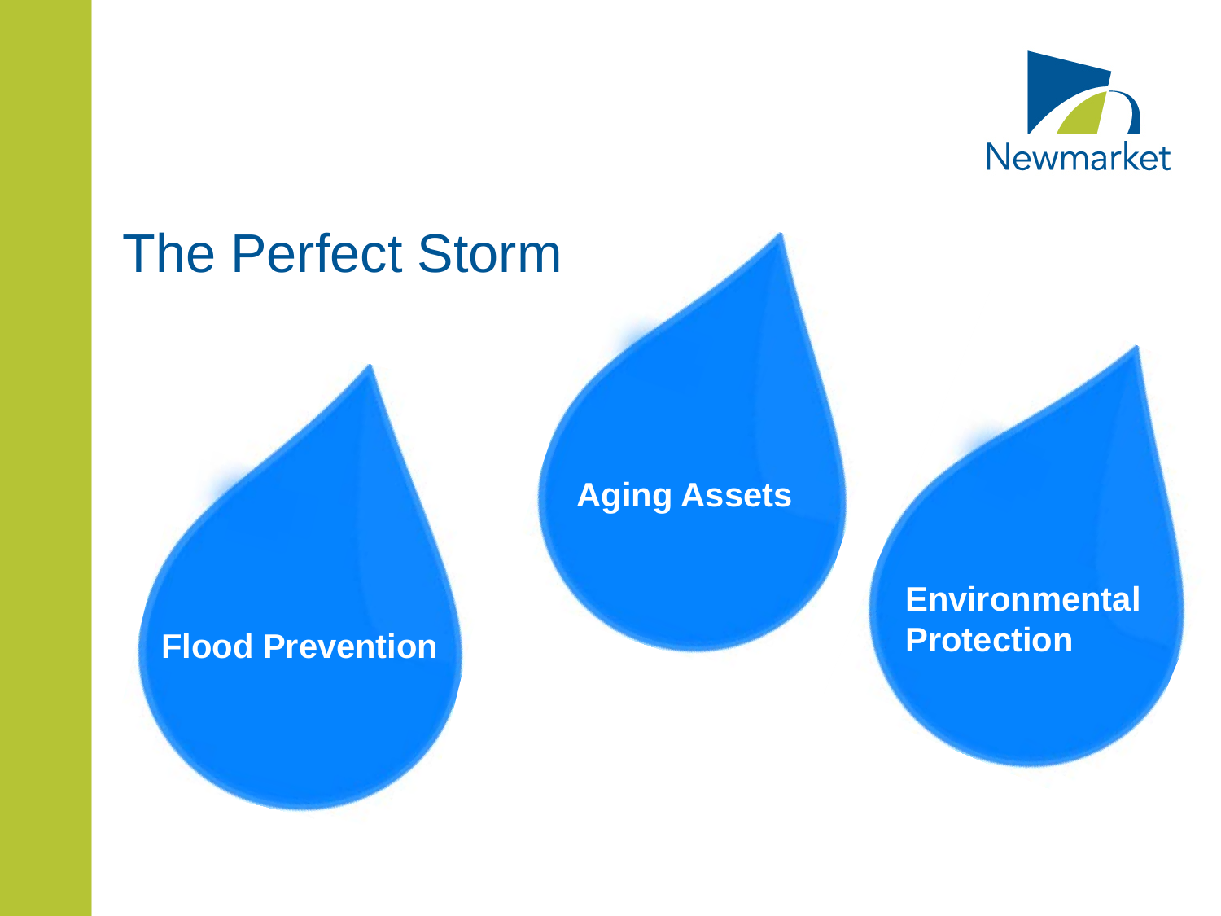# The Perfect Storm

- Flood Prevention
- Aging Assets
- Environmental Protection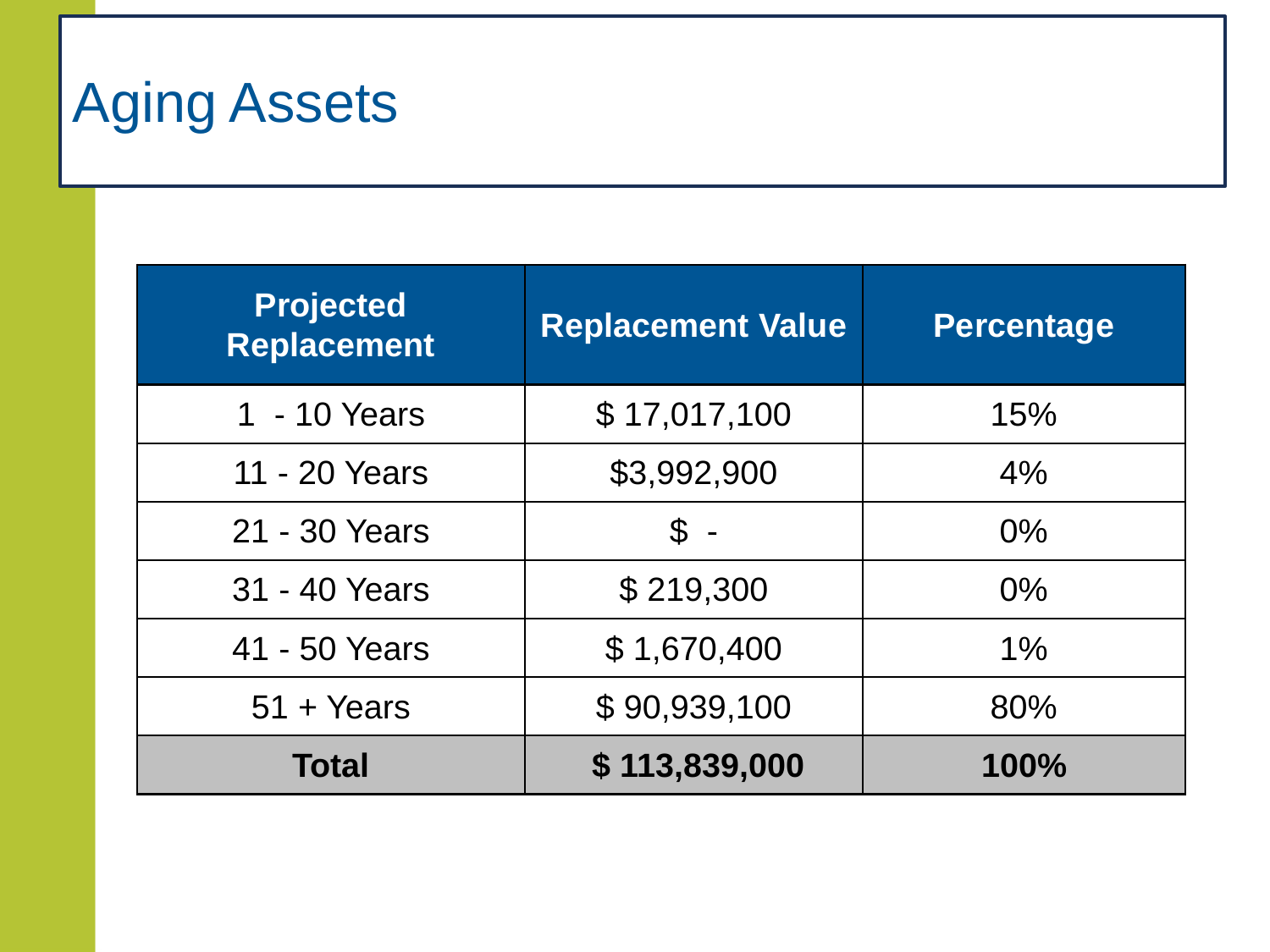# Aging Assets

| Projected Replacement | Replacement Value | Percentage |
| --- | --- | --- |
| 1 - 10 Years | $ 17,017,100 | 15% |
| 11 - 20 Years | $3,992,900 | 4% |
| 21 - 30 Years | $ - | 0% |
| 31 - 40 Years | $ 219,300 | 0% |
| 41 - 50 Years | $ 1,670,400 | 1% |
| 51 + Years | $ 90,939,100 | 80% |
| **Total** | **$ 113,839,000** | **100%** |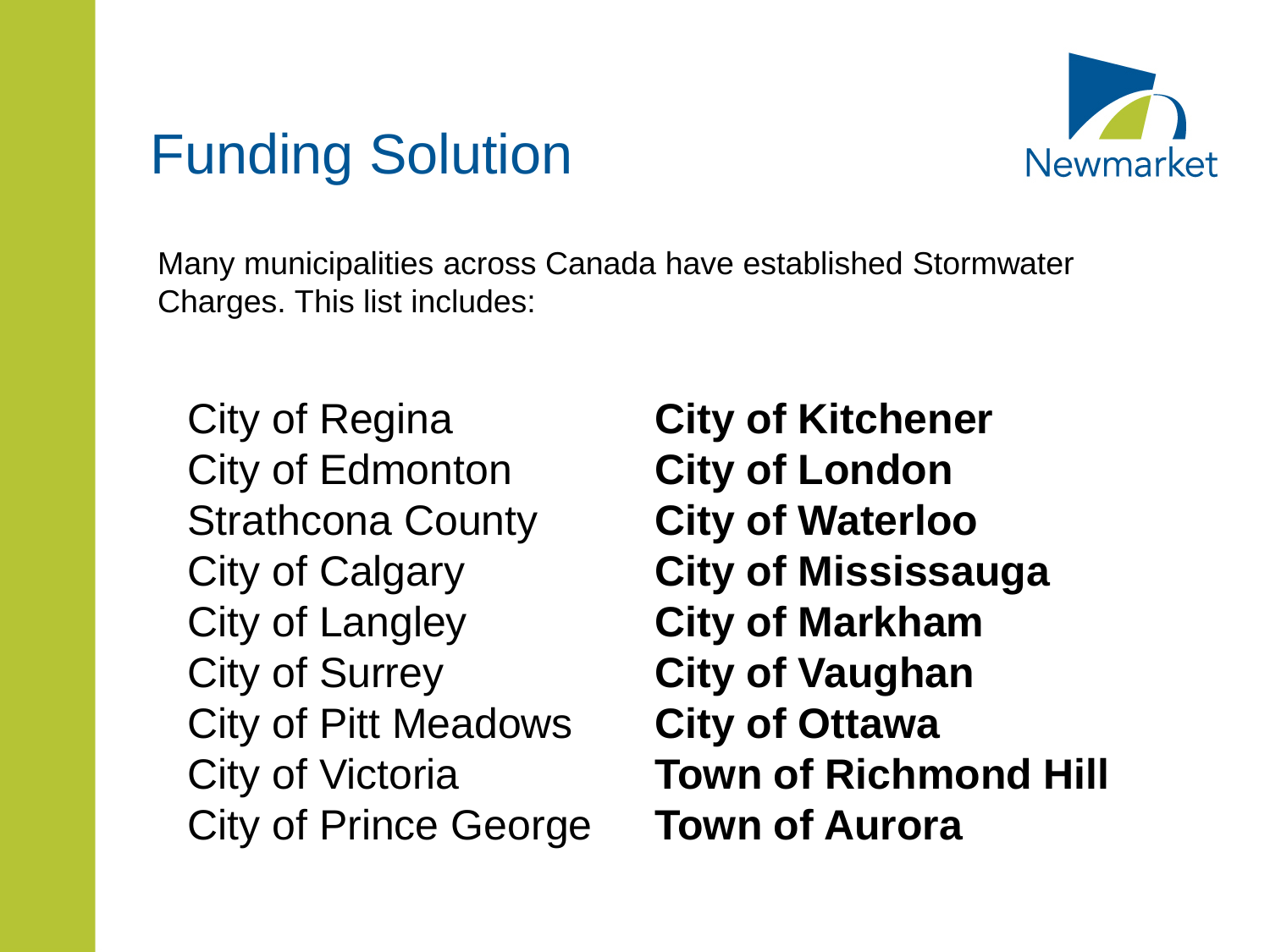# Funding Solution

Newmarket

Many municipalities across Canada have established Stormwater Charges. This list includes:

City of Regina
City of Edmonton
Strathcona County
City of Calgary
City of Langley
City of Surrey
City of Pitt Meadows
City of Victoria
City of Prince George

**City of Kitchener**
**City of London**
**City of Waterloo**
**City of Mississauga**
**City of Markham**
**City of Vaughan**
**City of Ottawa**
**Town of Richmond Hill**
**Town of Aurora**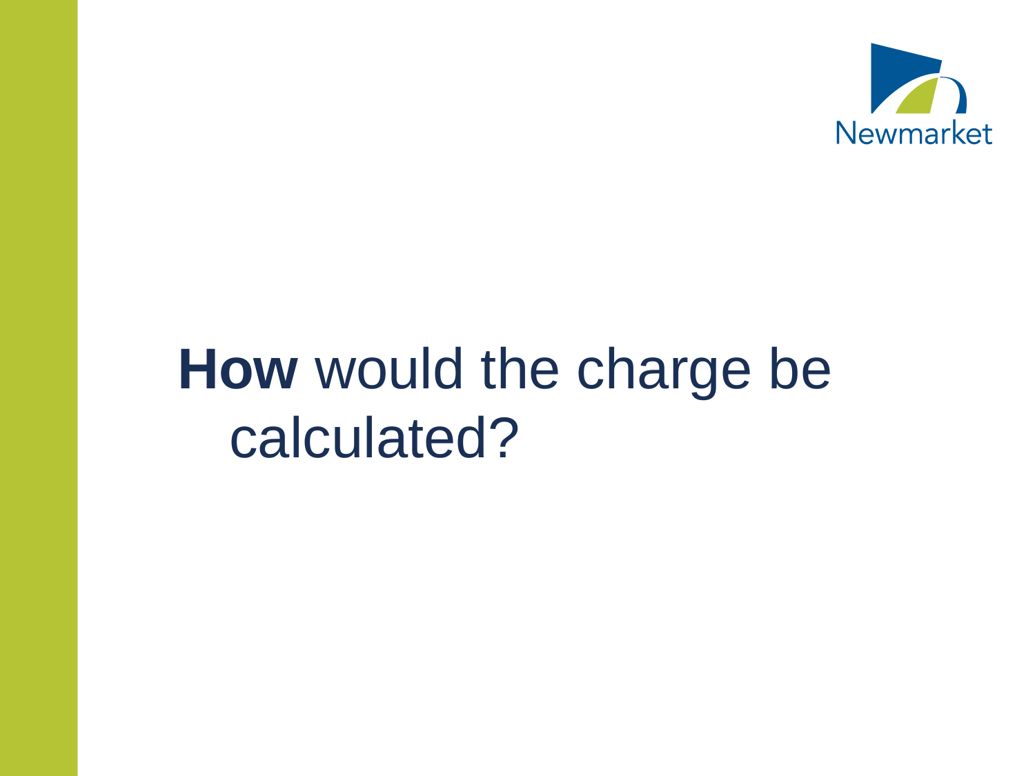# **How** would the charge be calculated?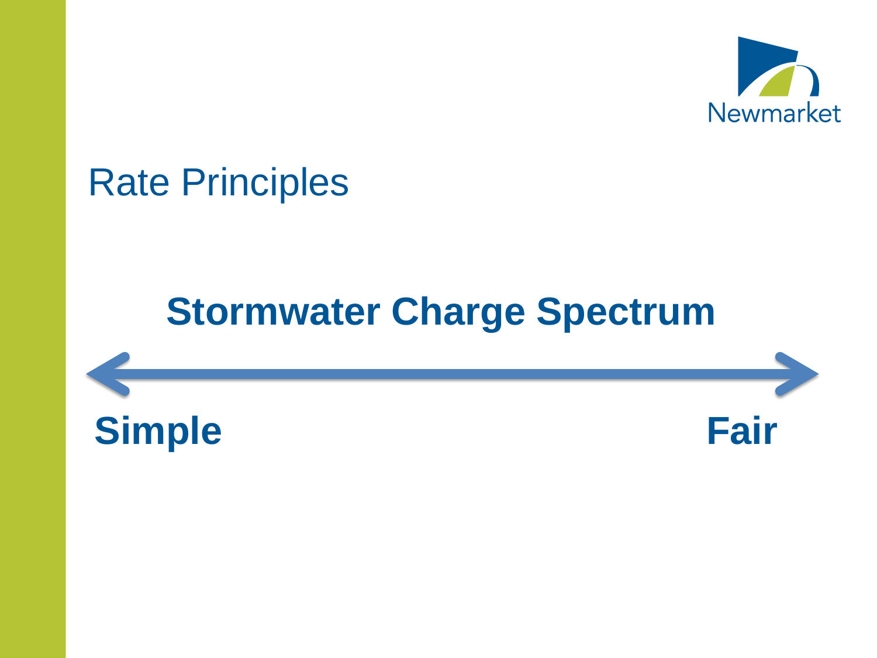# Rate Principles

## Stormwater Charge Spectrum

**Simple** ⟷ **Fair**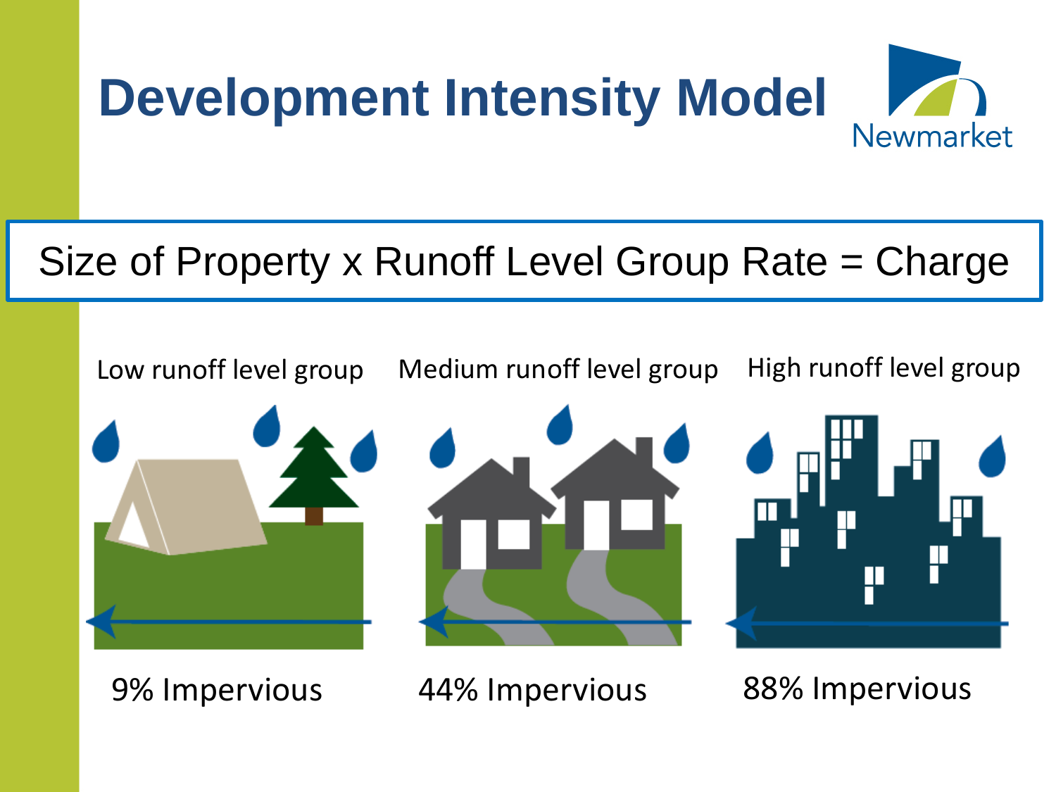# Development Intensity Model

Size of Property x Runoff Level Group Rate = Charge

| Low runoff level group | Medium runoff level group | High runoff level group |
| --- | --- | --- |
| 9% Impervious | 44% Impervious | 88% Impervious |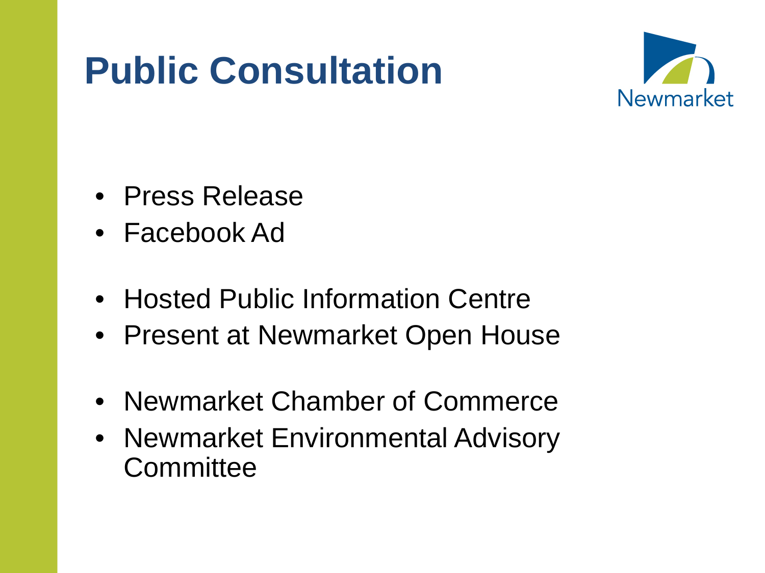# Public Consultation

Newmarket

- Press Release
- Facebook Ad

- Hosted Public Information Centre
- Present at Newmarket Open House

- Newmarket Chamber of Commerce
- Newmarket Environmental Advisory Committee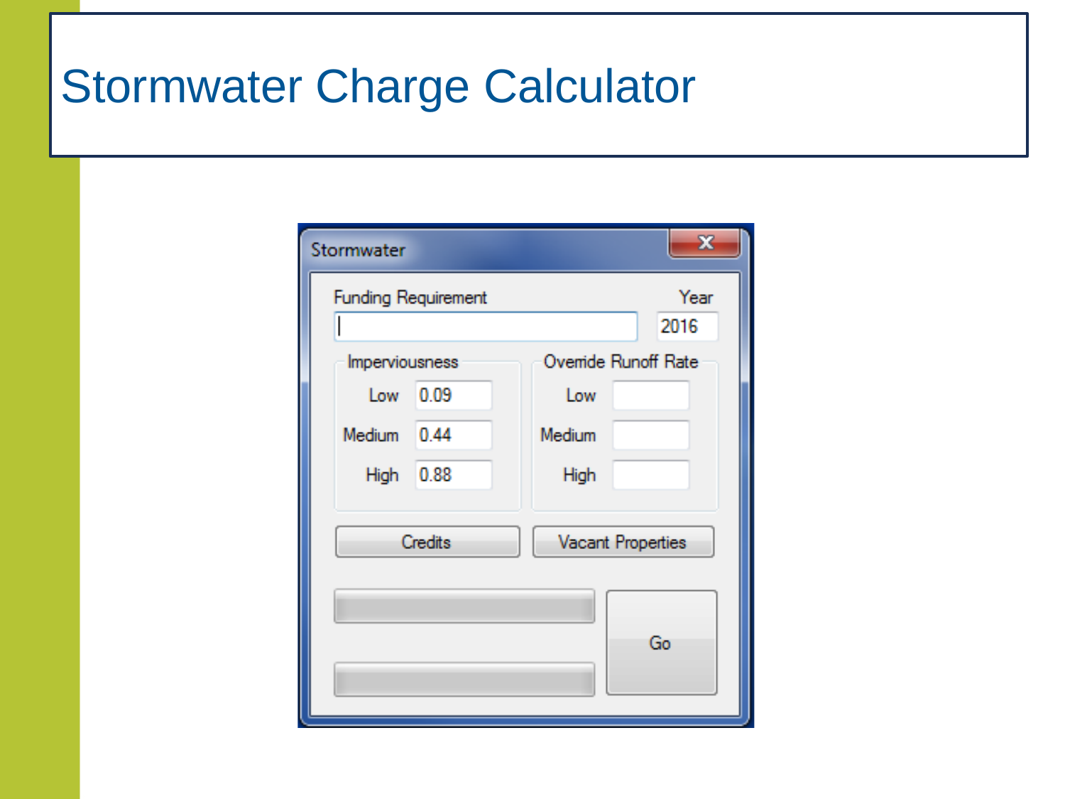# Stormwater Charge Calculator

Stormwater

Funding Requirement

Year

2016

Imperviousness

Low 0.09

Medium 0.44

High 0.88

Override Runoff Rate

Low

Medium

High

Credits

Vacant Properties

Go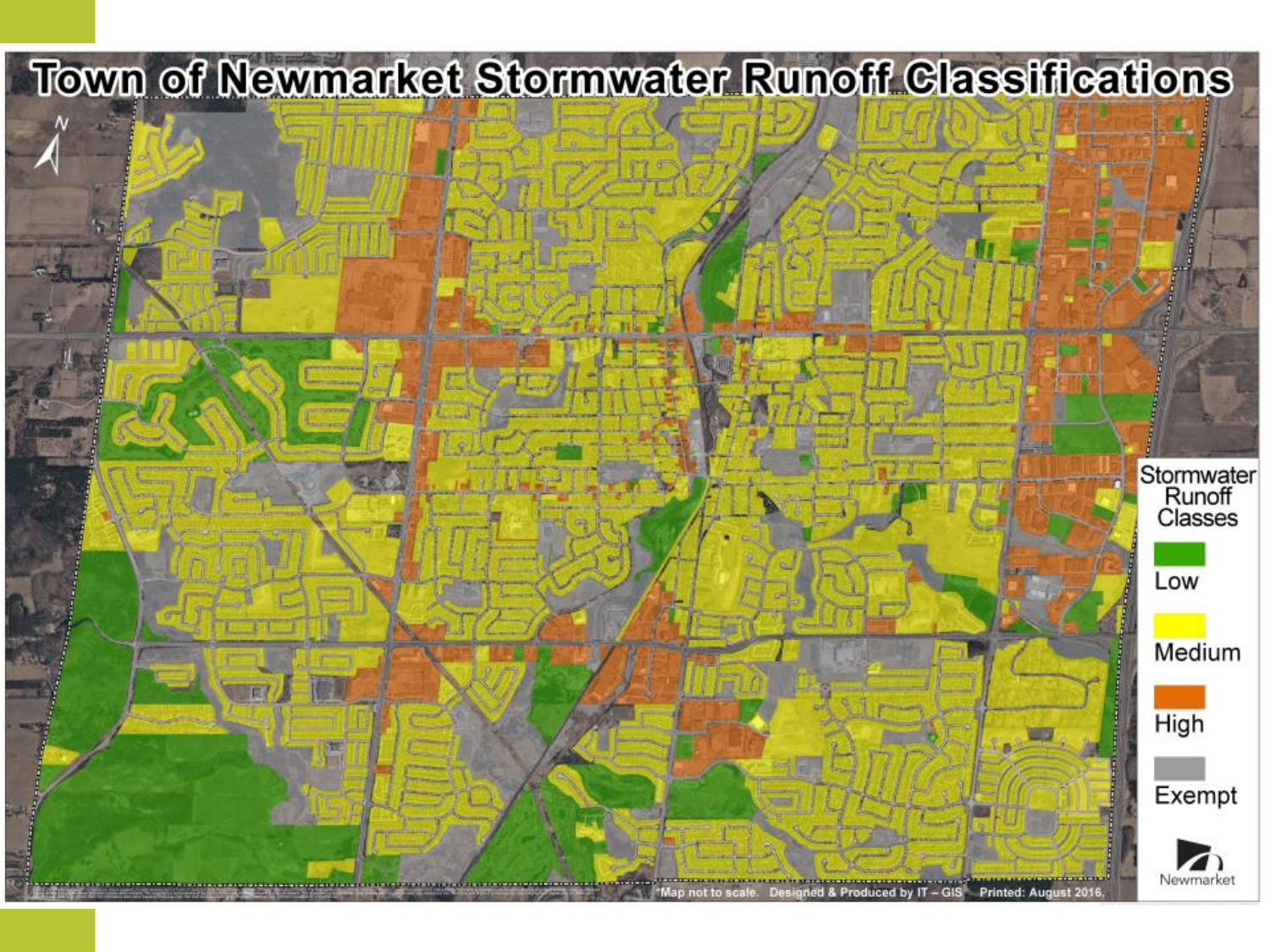# Town of Newmarket Stormwater Runoff Classifications

**Stormwater Runoff Classes**

- Low
- Medium
- High
- Exempt

*Map not to scale. Designed & Produced by IT – GIS Printed: August 2016.

Newmarket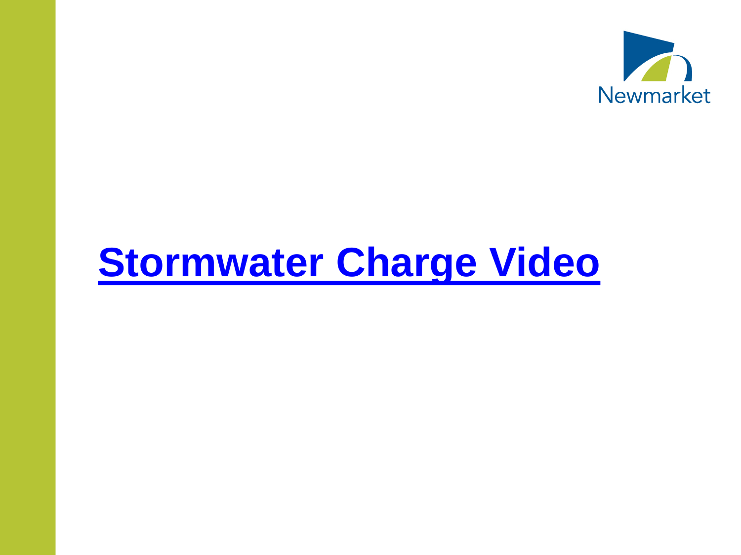# Stormwater Charge Video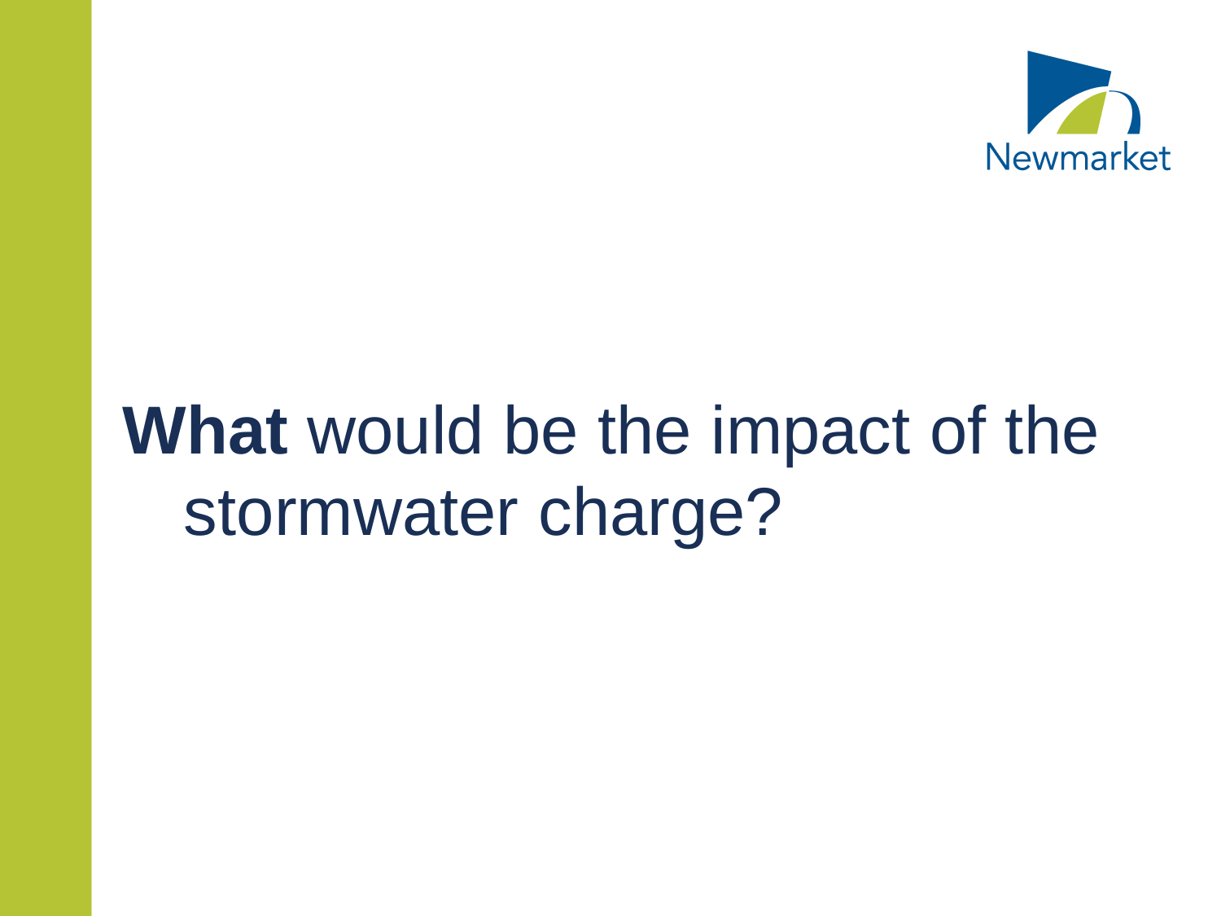# **What** would be the impact of the stormwater charge?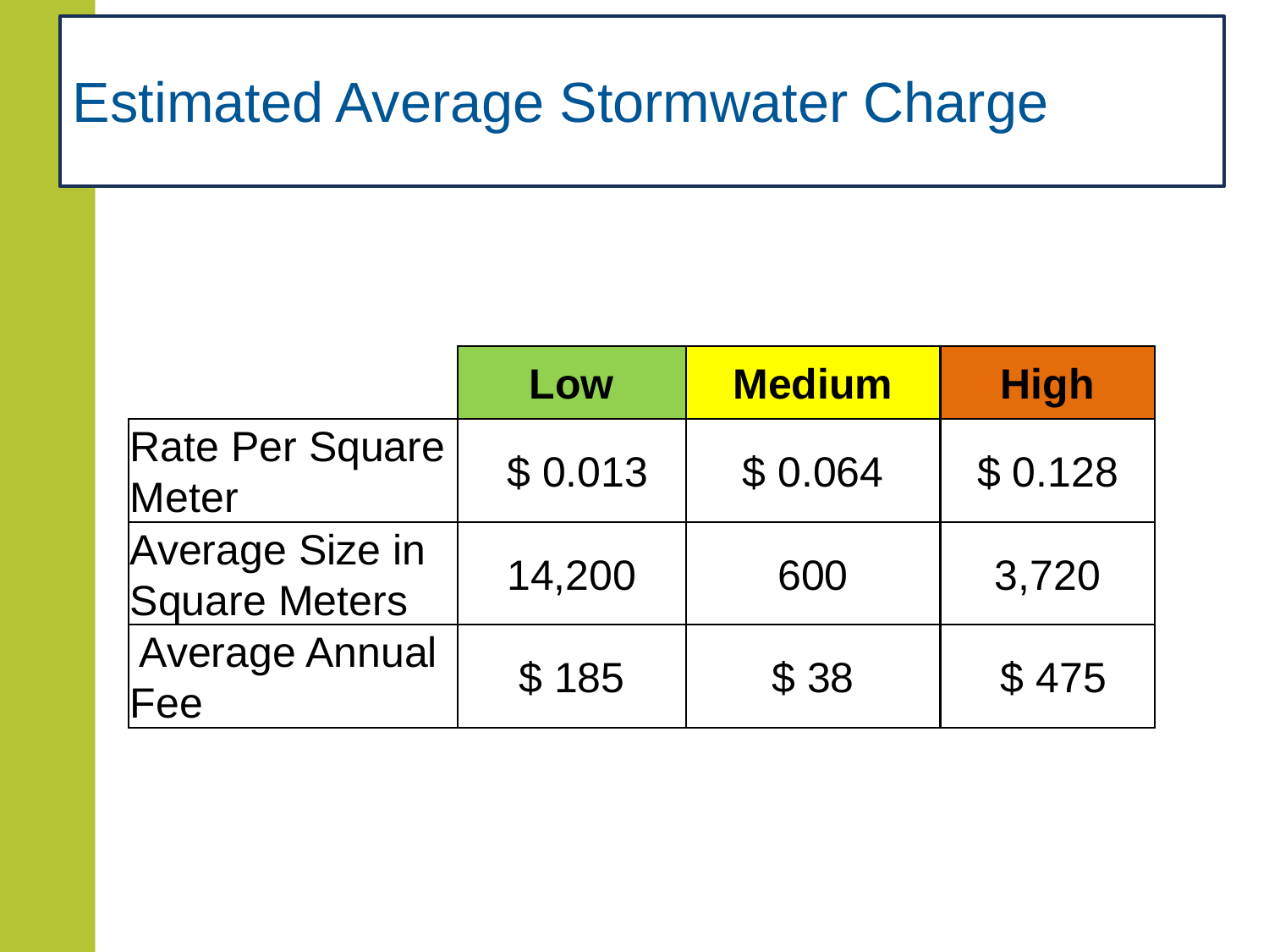# Estimated Average Stormwater Charge

| | **Low** | **Medium** | **High** |
|---|---|---|---|
| Rate Per Square Meter | $ 0.013 | $ 0.064 | $ 0.128 |
| Average Size in Square Meters | 14,200 | 600 | 3,720 |
| Average Annual Fee | $ 185 | $ 38 | $ 475 |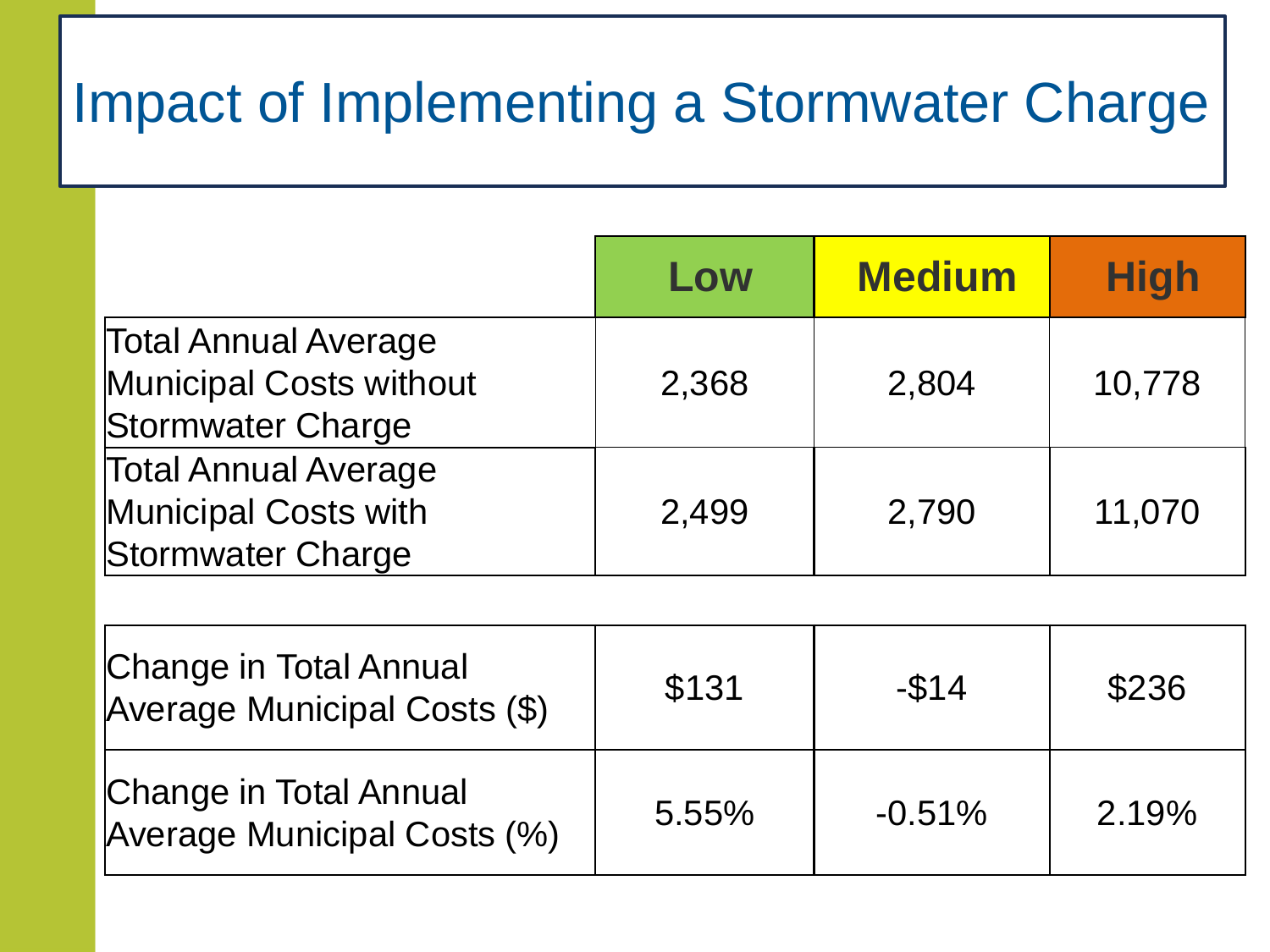# Impact of Implementing a Stormwater Charge

| | Low | Medium | High |
|---|---|---|---|
| Total Annual Average Municipal Costs without Stormwater Charge | 2,368 | 2,804 | 10,778 |
| Total Annual Average Municipal Costs with Stormwater Charge | 2,499 | 2,790 | 11,070 |

| | Low | Medium | High |
|---|---|---|---|
| Change in Total Annual Average Municipal Costs ($) | $131 | -$14 | $236 |
| Change in Total Annual Average Municipal Costs (%) | 5.55% | -0.51% | 2.19% |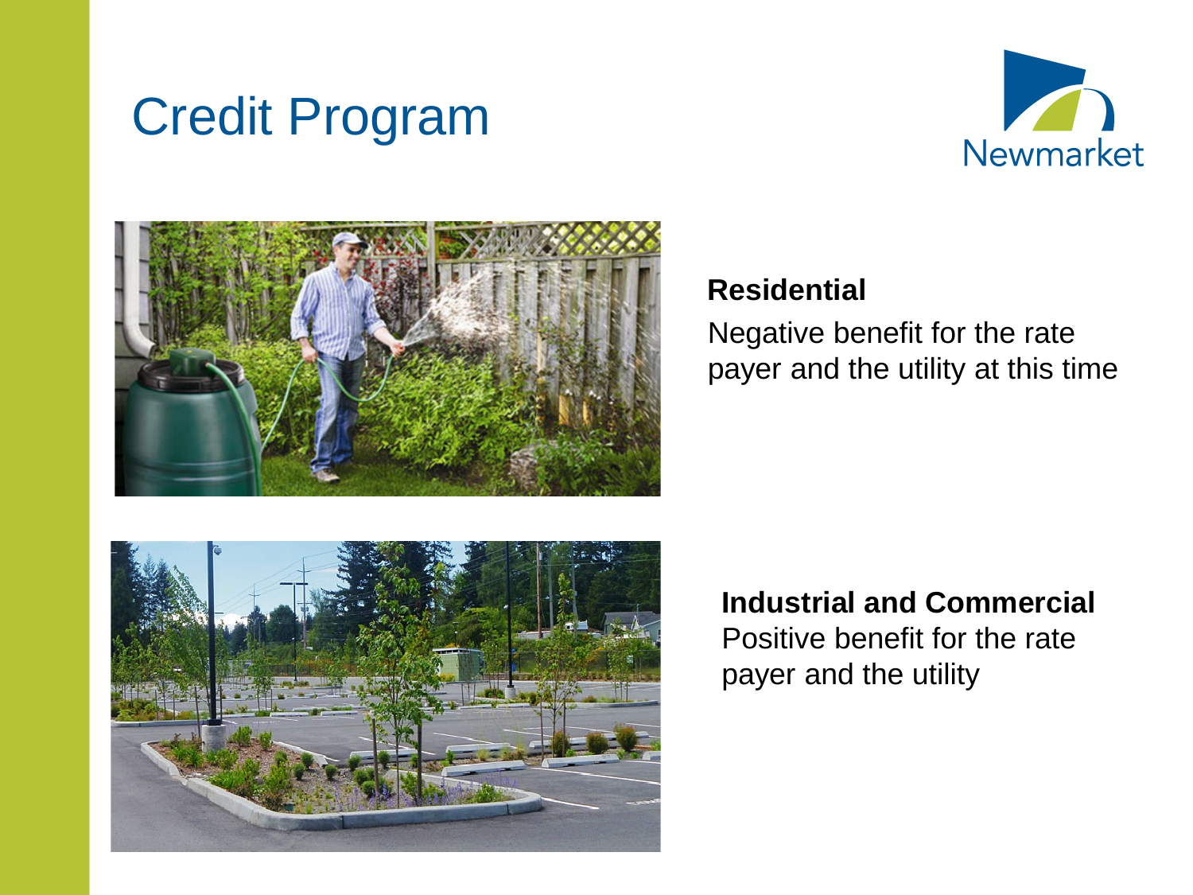# Credit Program

**Residential**

Negative benefit for the rate payer and the utility at this time

**Industrial and Commercial**

Positive benefit for the rate payer and the utility